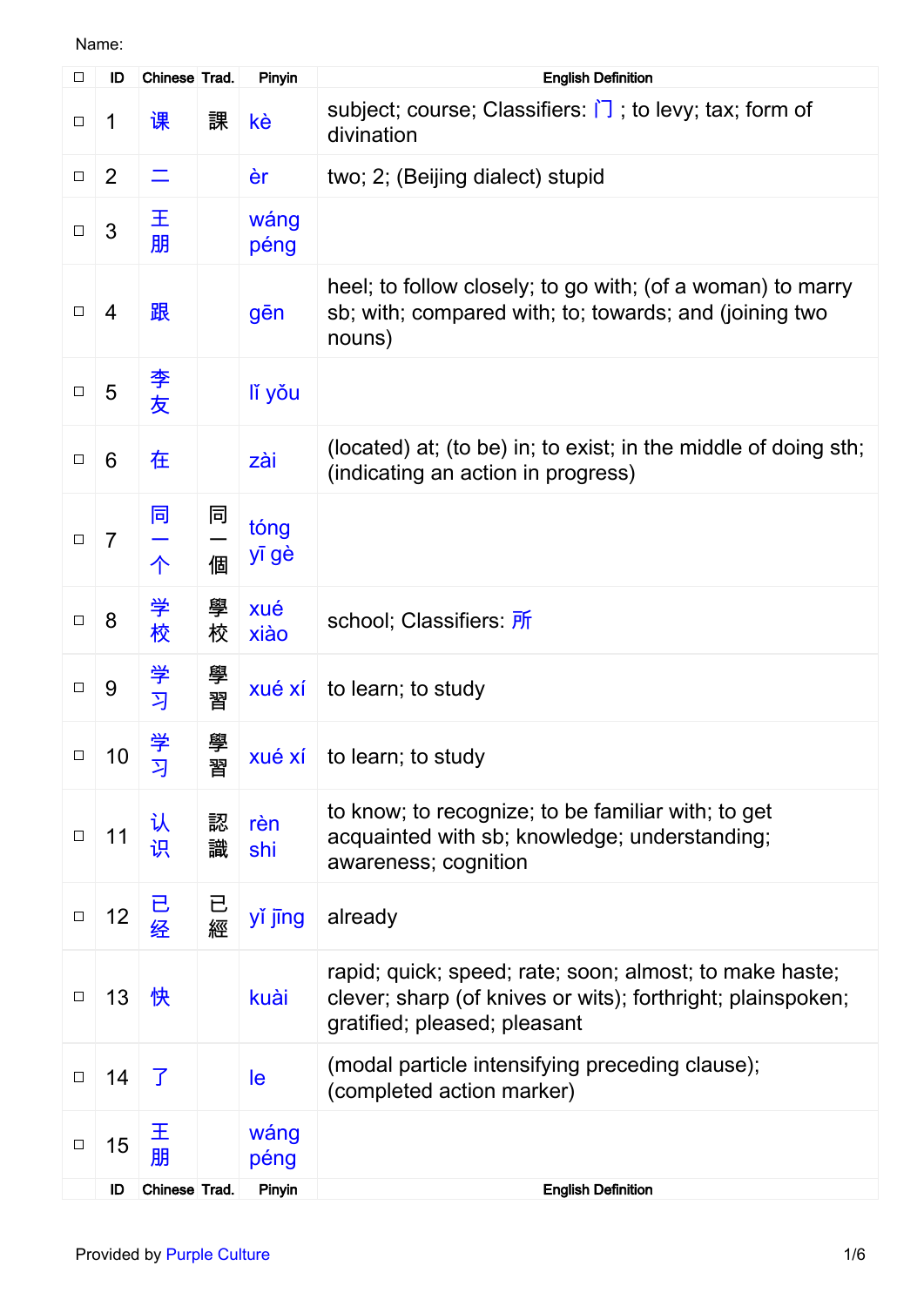Name:

| ☐ | ID | Chinese | Trad. | Pinyin | English Definition |
|---|---|---|---|---|---|
| ☐ | 1 | 课 | 課 | kè | subject; course; Classifiers: 门 ; to levy; tax; form of divination |
| ☐ | 2 | 二 | | èr | two; 2; (Beijing dialect) stupid |
| ☐ | 3 | 王朋 | | wáng péng | |
| ☐ | 4 | 跟 | | gēn | heel; to follow closely; to go with; (of a woman) to marry sb; with; compared with; to; towards; and (joining two nouns) |
| ☐ | 5 | 李友 | | lǐ yǒu | |
| ☐ | 6 | 在 | | zài | (located) at; (to be) in; to exist; in the middle of doing sth; (indicating an action in progress) |
| ☐ | 7 | 同一个 | 同一個 | tóng yī gè | |
| ☐ | 8 | 学校 | 學校 | xué xiào | school; Classifiers: 所 |
| ☐ | 9 | 学习 | 學習 | xué xí | to learn; to study |
| ☐ | 10 | 学习 | 學習 | xué xí | to learn; to study |
| ☐ | 11 | 认识 | 認識 | rèn shi | to know; to recognize; to be familiar with; to get acquainted with sb; knowledge; understanding; awareness; cognition |
| ☐ | 12 | 已经 | 已經 | yǐ jīng | already |
| ☐ | 13 | 快 | | kuài | rapid; quick; speed; rate; soon; almost; to make haste; clever; sharp (of knives or wits); forthright; plainspoken; gratified; pleased; pleasant |
| ☐ | 14 | 了 | | le | (modal particle intensifying preceding clause); (completed action marker) |
| ☐ | 15 | 王朋 | | wáng péng | |
| | ID | Chinese | Trad. | Pinyin | English Definition |

Provided by Purple Culture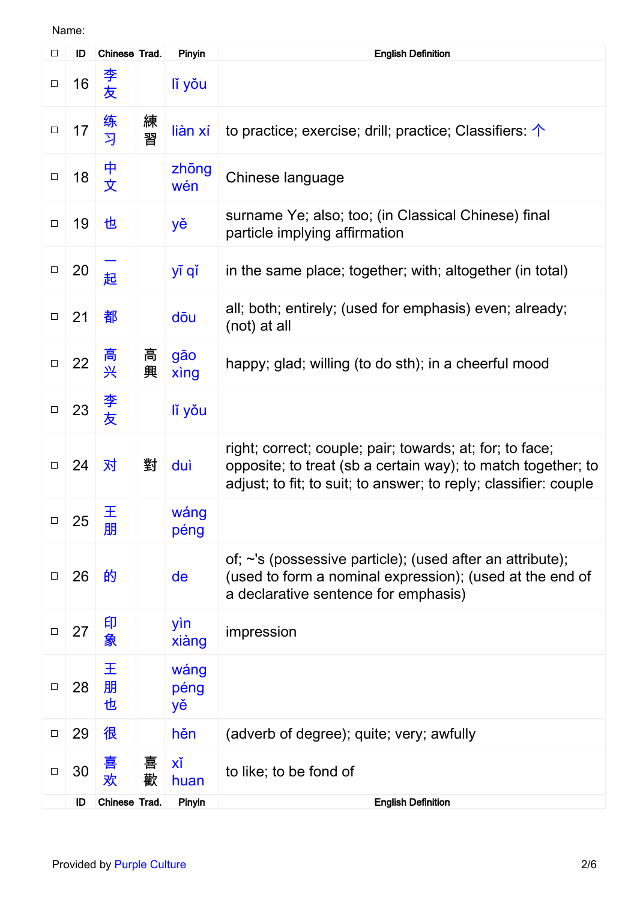Name:

| ☐ | ID | Chinese | Trad. | Pinyin | English Definition |
|---|---|---|---|---|---|
| ☐ | 16 | 李友 | | lǐ yǒu | |
| ☐ | 17 | 练习 | 練習 | liàn xí | to practice; exercise; drill; practice; Classifiers: 个 |
| ☐ | 18 | 中文 | | zhōng wén | Chinese language |
| ☐ | 19 | 也 | | yě | surname Ye; also; too; (in Classical Chinese) final particle implying affirmation |
| ☐ | 20 | 一起 | | yī qǐ | in the same place; together; with; altogether (in total) |
| ☐ | 21 | 都 | | dōu | all; both; entirely; (used for emphasis) even; already; (not) at all |
| ☐ | 22 | 高兴 | 高興 | gāo xìng | happy; glad; willing (to do sth); in a cheerful mood |
| ☐ | 23 | 李友 | | lǐ yǒu | |
| ☐ | 24 | 对 | 對 | duì | right; correct; couple; pair; towards; at; for; to face; opposite; to treat (sb a certain way); to match together; to adjust; to fit; to suit; to answer; to reply; classifier: couple |
| ☐ | 25 | 王朋 | | wáng péng | |
| ☐ | 26 | 的 | | de | of; ~'s (possessive particle); (used after an attribute); (used to form a nominal expression); (used at the end of a declarative sentence for emphasis) |
| ☐ | 27 | 印象 | | yìn xiàng | impression |
| ☐ | 28 | 王朋也 | | wáng péng yě | |
| ☐ | 29 | 很 | | hěn | (adverb of degree); quite; very; awfully |
| ☐ | 30 | 喜欢 | 喜歡 | xǐ huan | to like; to be fond of |
| | ID | Chinese | Trad. | Pinyin | English Definition |

Provided by Purple Culture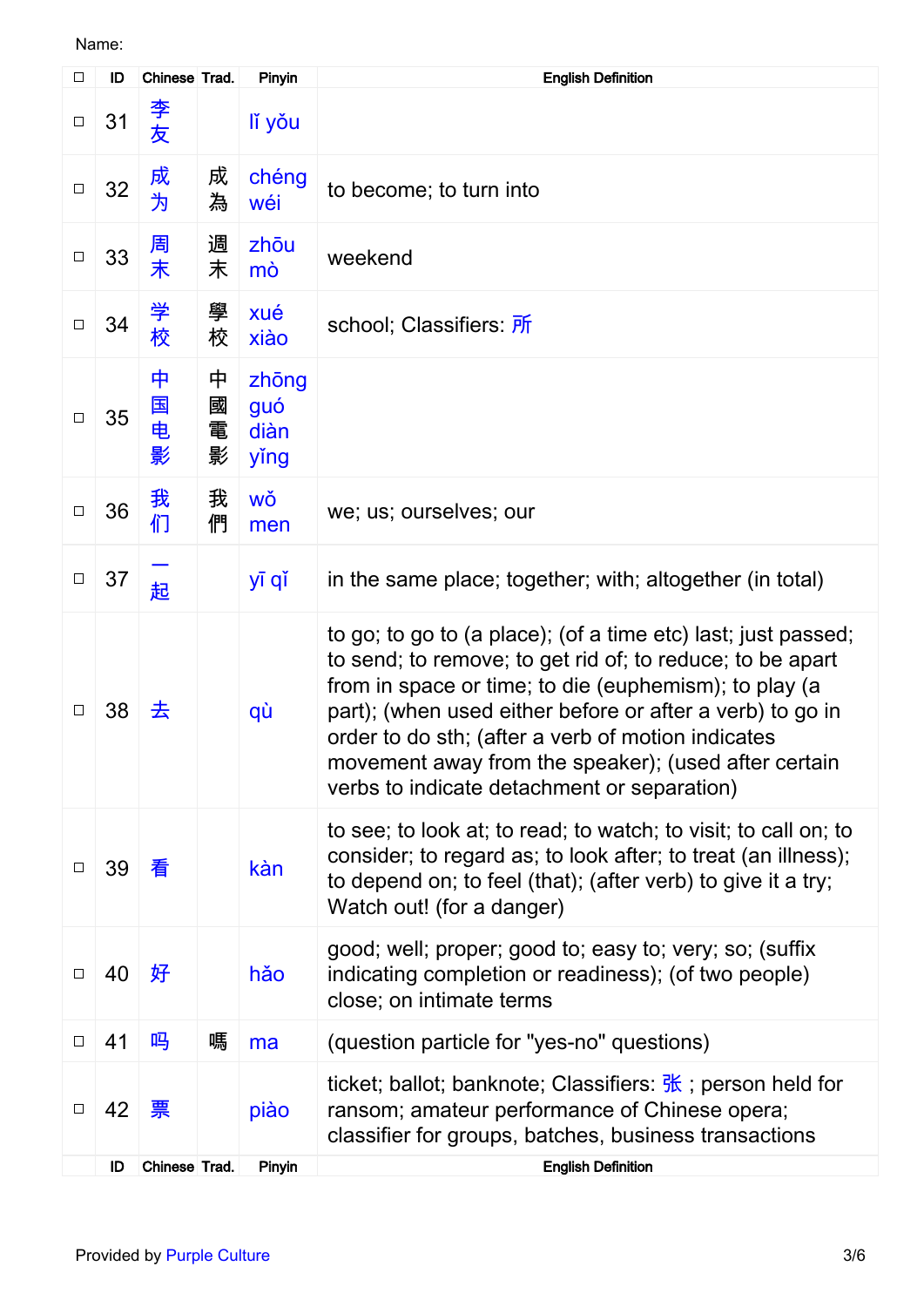Name:

| ☐ | ID | Chinese | Trad. | Pinyin | English Definition |
| --- | --- | --- | --- | --- | --- |
| ☐ | 31 | 李友 | | lǐ yǒu | |
| ☐ | 32 | 成为 | 成為 | chéng wéi | to become; to turn into |
| ☐ | 33 | 周末 | 週末 | zhōu mò | weekend |
| ☐ | 34 | 学校 | 學校 | xué xiào | school; Classifiers: 所 |
| ☐ | 35 | 中国电影 | 中國電影 | zhōng guó diàn yǐng | |
| ☐ | 36 | 我们 | 我們 | wǒ men | we; us; ourselves; our |
| ☐ | 37 | 一起 | | yī qǐ | in the same place; together; with; altogether (in total) |
| ☐ | 38 | 去 | | qù | to go; to go to (a place); (of a time etc) last; just passed; to send; to remove; to get rid of; to reduce; to be apart from in space or time; to die (euphemism); to play (a part); (when used either before or after a verb) to go in order to do sth; (after a verb of motion indicates movement away from the speaker); (used after certain verbs to indicate detachment or separation) |
| ☐ | 39 | 看 | | kàn | to see; to look at; to read; to watch; to visit; to call on; to consider; to regard as; to look after; to treat (an illness); to depend on; to feel (that); (after verb) to give it a try; Watch out! (for a danger) |
| ☐ | 40 | 好 | | hǎo | good; well; proper; good to; easy to; very; so; (suffix indicating completion or readiness); (of two people) close; on intimate terms |
| ☐ | 41 | 吗 | 嗎 | ma | (question particle for "yes-no" questions) |
| ☐ | 42 | 票 | | piào | ticket; ballot; banknote; Classifiers: 张 ; person held for ransom; amateur performance of Chinese opera; classifier for groups, batches, business transactions |
| | ID | Chinese | Trad. | Pinyin | English Definition |

Provided by Purple Culture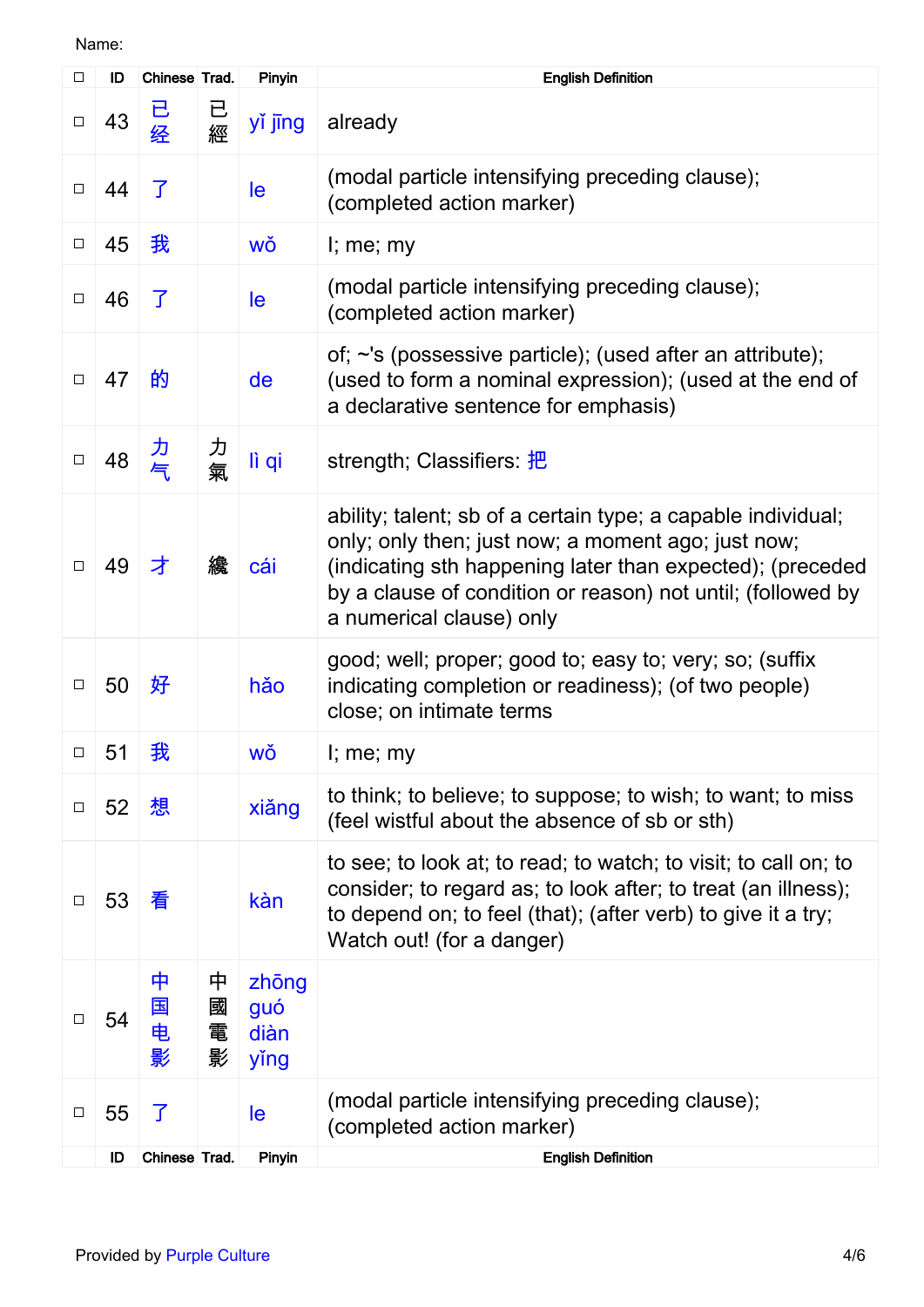Name:

| ☐ | ID | Chinese | Trad. | Pinyin | English Definition |
|---|---|---|---|---|---|
| ☐ | 43 | 已经 | 已經 | yǐ jīng | already |
| ☐ | 44 | 了 | | le | (modal particle intensifying preceding clause); (completed action marker) |
| ☐ | 45 | 我 | | wǒ | I; me; my |
| ☐ | 46 | 了 | | le | (modal particle intensifying preceding clause); (completed action marker) |
| ☐ | 47 | 的 | | de | of; ~'s (possessive particle); (used after an attribute); (used to form a nominal expression); (used at the end of a declarative sentence for emphasis) |
| ☐ | 48 | 力气 | 力氣 | lì qi | strength; Classifiers: 把 |
| ☐ | 49 | 才 | 纔 | cái | ability; talent; sb of a certain type; a capable individual; only; only then; just now; a moment ago; just now; (indicating sth happening later than expected); (preceded by a clause of condition or reason) not until; (followed by a numerical clause) only |
| ☐ | 50 | 好 | | hǎo | good; well; proper; good to; easy to; very; so; (suffix indicating completion or readiness); (of two people) close; on intimate terms |
| ☐ | 51 | 我 | | wǒ | I; me; my |
| ☐ | 52 | 想 | | xiǎng | to think; to believe; to suppose; to wish; to want; to miss (feel wistful about the absence of sb or sth) |
| ☐ | 53 | 看 | | kàn | to see; to look at; to read; to watch; to visit; to call on; to consider; to regard as; to look after; to treat (an illness); to depend on; to feel (that); (after verb) to give it a try; Watch out! (for a danger) |
| ☐ | 54 | 中国电影 | 中國電影 | zhōng guó diàn yǐng | |
| ☐ | 55 | 了 | | le | (modal particle intensifying preceding clause); (completed action marker) |
| | ID | Chinese | Trad. | Pinyin | English Definition |

Provided by Purple Culture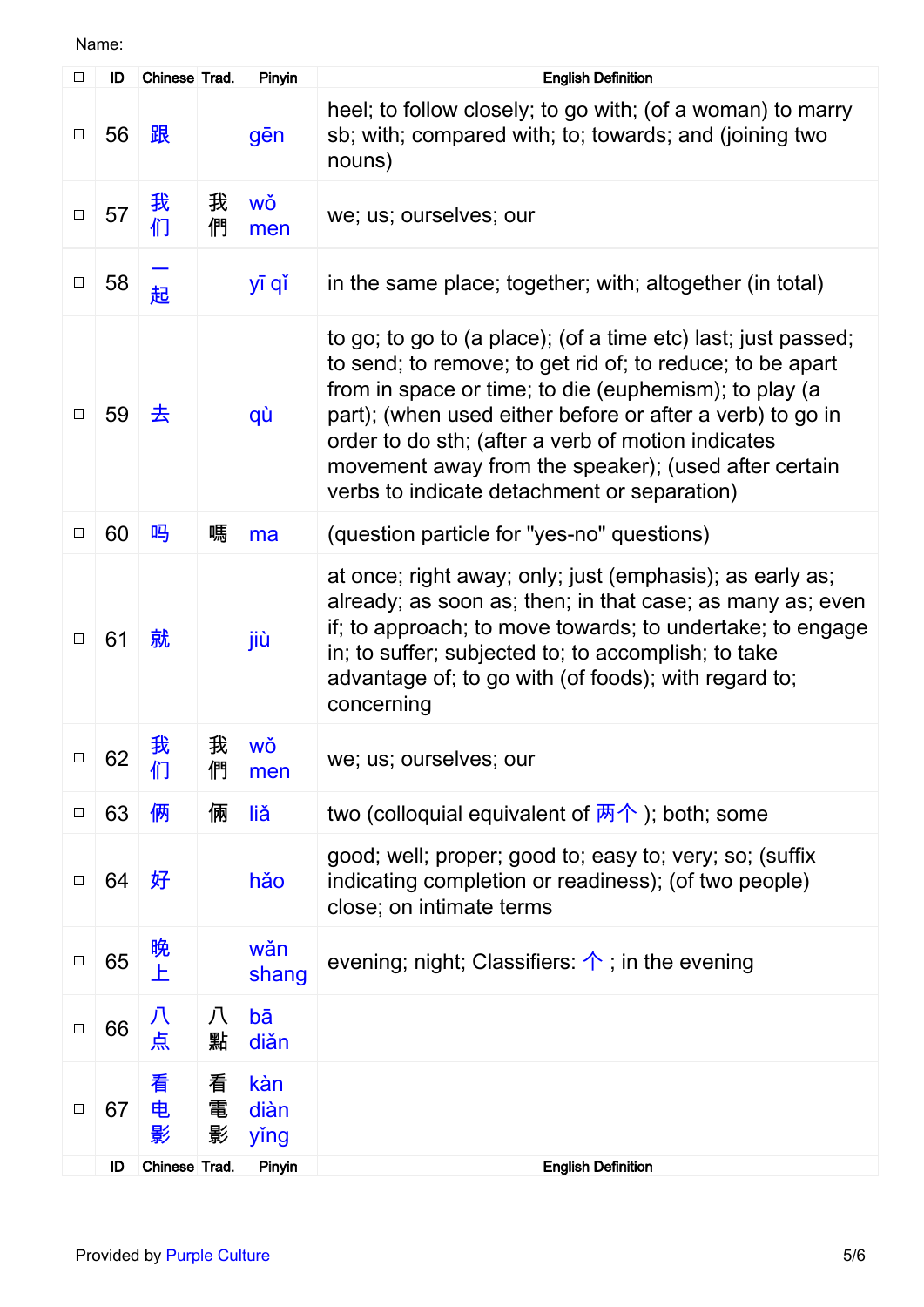Name:

| ☐ | ID | Chinese | Trad. | Pinyin | English Definition |
|---|---|---|---|---|---|
| ☐ | 56 | 跟 | | gēn | heel; to follow closely; to go with; (of a woman) to marry sb; with; compared with; to; towards; and (joining two nouns) |
| ☐ | 57 | 我们 | 我們 | wǒ men | we; us; ourselves; our |
| ☐ | 58 | 一起 | | yī qǐ | in the same place; together; with; altogether (in total) |
| ☐ | 59 | 去 | | qù | to go; to go to (a place); (of a time etc) last; just passed; to send; to remove; to get rid of; to reduce; to be apart from in space or time; to die (euphemism); to play (a part); (when used either before or after a verb) to go in order to do sth; (after a verb of motion indicates movement away from the speaker); (used after certain verbs to indicate detachment or separation) |
| ☐ | 60 | 吗 | 嗎 | ma | (question particle for "yes-no" questions) |
| ☐ | 61 | 就 | | jiù | at once; right away; only; just (emphasis); as early as; already; as soon as; then; in that case; as many as; even if; to approach; to move towards; to undertake; to engage in; to suffer; subjected to; to accomplish; to take advantage of; to go with (of foods); with regard to; concerning |
| ☐ | 62 | 我们 | 我們 | wǒ men | we; us; ourselves; our |
| ☐ | 63 | 俩 | 倆 | liǎ | two (colloquial equivalent of 两个 ); both; some |
| ☐ | 64 | 好 | | hǎo | good; well; proper; good to; easy to; very; so; (suffix indicating completion or readiness); (of two people) close; on intimate terms |
| ☐ | 65 | 晚上 | | wǎn shang | evening; night; Classifiers: 个 ; in the evening |
| ☐ | 66 | 八点 | 八點 | bā diǎn | |
| ☐ | 67 | 看电影 | 看電影 | kàn diàn yǐng | |
| | ID | Chinese | Trad. | Pinyin | English Definition |

Provided by Purple Culture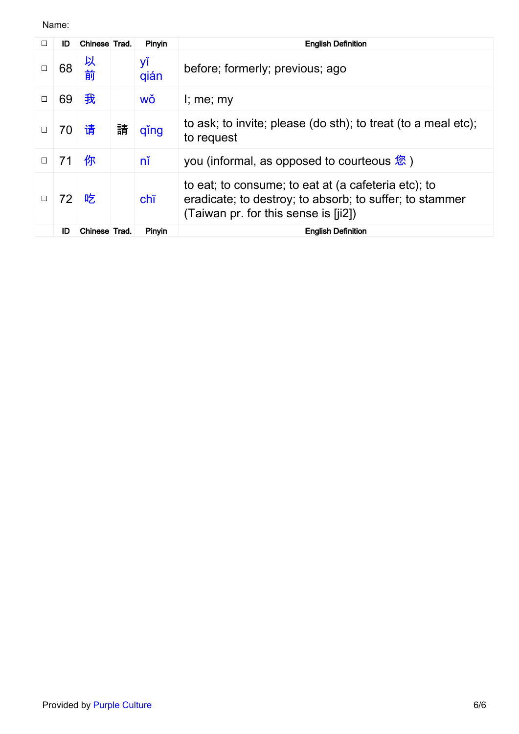Name:

| ☐ | ID | Chinese | Trad. | Pinyin | English Definition |
|---|---|---|---|---|---|
| ☐ | 68 | 以前 | | yǐ qián | before; formerly; previous; ago |
| ☐ | 69 | 我 | | wǒ | I; me; my |
| ☐ | 70 | 请 | 請 | qǐng | to ask; to invite; please (do sth); to treat (to a meal etc); to request |
| ☐ | 71 | 你 | | nǐ | you (informal, as opposed to courteous 您 ) |
| ☐ | 72 | 吃 | | chī | to eat; to consume; to eat at (a cafeteria etc); to eradicate; to destroy; to absorb; to suffer; to stammer (Taiwan pr. for this sense is [ji2]) |
| | ID | Chinese | Trad. | Pinyin | English Definition |

Provided by Purple Culture